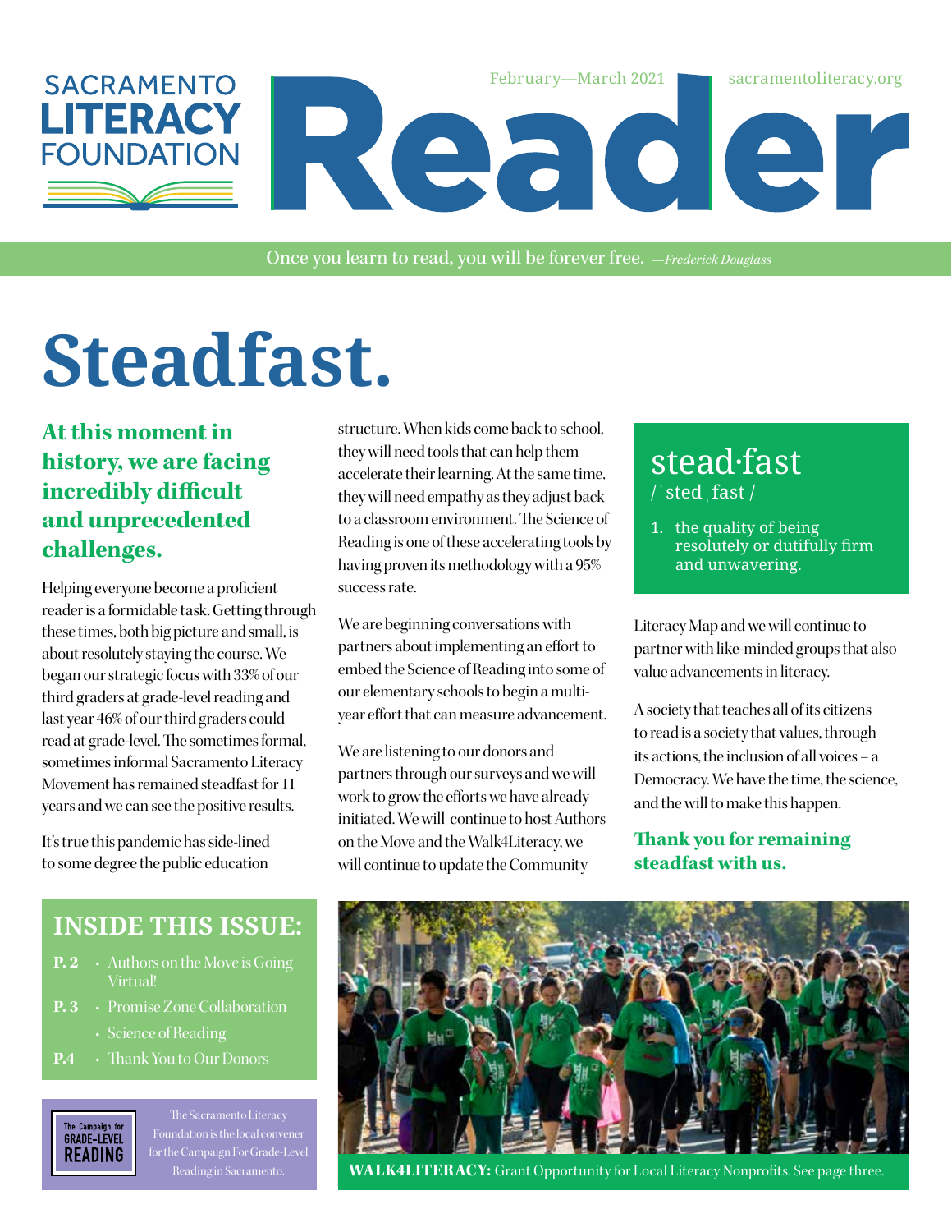SACRAMENTO LITERACY FOUNDATION

# Reader

February—March 2021 | sacramentoliteracy.org

Once you learn to read, you will be forever free. *—Frederick Douglass*

# Steadfast.

**At this moment in history, we are facing incredibly difficult and unprecedented challenges.**

Helping everyone become a proficient reader is a formidable task. Getting through these times, both big picture and small, is about resolutely staying the course. We began our strategic focus with 33% of our third graders at grade-level reading and last year 46% of our third graders could read at grade-level. The sometimes formal, sometimes informal Sacramento Literacy Movement has remained steadfast for 11 years and we can see the positive results.

It's true this pandemic has side-lined to some degree the public education structure. When kids come back to school, they will need tools that can help them accelerate their learning. At the same time, they will need empathy as they adjust back to a classroom environment. The Science of Reading is one of these accelerating tools by having proven its methodology with a 95% success rate.

We are beginning conversations with partners about implementing an effort to embed the Science of Reading into some of our elementary schools to begin a multi-year effort that can measure advancement.

We are listening to our donors and partners through our surveys and we will work to grow the efforts we have already initiated. We will continue to host Authors on the Move and the Walk4Literacy, we will continue to update the Community Literacy Map and we will continue to partner with like-minded groups that also value advancements in literacy.

A society that teaches all of its citizens to read is a society that values, through its actions, the inclusion of all voices – a Democracy. We have the time, the science, and the will to make this happen.

**Thank you for remaining steadfast with us.**

> **stead·fast**
> /ˈstedˌfast/
> 1. the quality of being resolutely or dutifully firm and unwavering.

## INSIDE THIS ISSUE:

- **P. 2** • Authors on the Move is Going Virtual!
- **P. 3** • Promise Zone Collaboration
  • Science of Reading
- **P.4** • Thank You to Our Donors

The Campaign for GRADE-LEVEL READING

The Sacramento Literacy Foundation is the local convener for the Campaign For Grade-Level Reading in Sacramento.

**WALK4LITERACY:** Grant Opportunity for Local Literacy Nonprofits. See page three.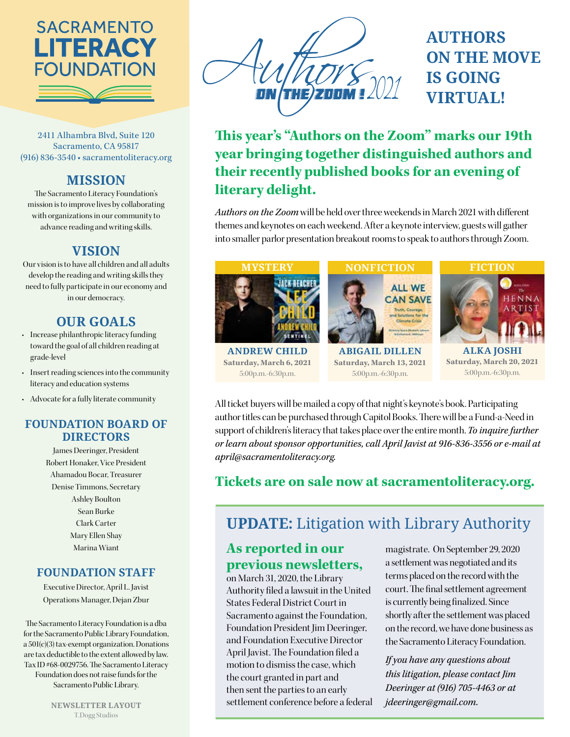# SACRAMENTO LITERACY FOUNDATION

2411 Alhambra Blvd, Suite 120
Sacramento, CA 95817
(916) 836-3540 • sacramentoliteracy.org

## MISSION

The Sacramento Literacy Foundation's mission is to improve lives by collaborating with organizations in our community to advance reading and writing skills.

## VISION

Our vision is to have all children and all adults develop the reading and writing skills they need to fully participate in our economy and in our democracy.

## OUR GOALS

- Increase philanthropic literacy funding toward the goal of all children reading at grade-level
- Insert reading sciences into the community literacy and education systems
- Advocate for a fully literate community

## FOUNDATION BOARD OF DIRECTORS

James Deeringer, President
Robert Honaker, Vice President
Ahamadou Bocar, Treasurer
Denise Timmons, Secretary
Ashley Boulton
Sean Burke
Clark Carter
Mary Ellen Shay
Marina Wiant

## FOUNDATION STAFF

Executive Director, April L. Javist
Operations Manager, Dejan Zbur

The Sacramento Literacy Foundation is a dba for the Sacramento Public Library Foundation, a 501(c)(3) tax-exempt organization. Donations are tax deductible to the extent allowed by law. Tax ID #68-0029756. The Sacramento Literacy Foundation does not raise funds for the Sacramento Public Library.

**NEWSLETTER LAYOUT**
T.Dogg Studios

# Authors ON THE ZOOM! 2021

# AUTHORS ON THE MOVE IS GOING VIRTUAL!

**This year's "Authors on the Zoom" marks our 19th year bringing together distinguished authors and their recently published books for an evening of literary delight.**

*Authors on the Zoom* will be held over three weekends in March 2021 with different themes and keynotes on each weekend. After a keynote interview, guests will gather into smaller parlor presentation breakout rooms to speak to authors through Zoom.

| MYSTERY | NONFICTION | FICTION |
|---|---|---|
| **ANDREW CHILD** | **ABIGAIL DILLEN** | **ALKA JOSHI** |
| **Saturday, March 6, 2021** | **Saturday, March 13, 2021** | **Saturday, March 20, 2021** |
| 5:00p.m.-6:30p.m. | 5:00p.m.-6:30p.m. | 5:00p.m.-6:30p.m. |

All ticket buyers will be mailed a copy of that night's keynote's book. Participating author titles can be purchased through Capitol Books. There will be a Fund-a-Need in support of children's literacy that takes place over the entire month. *To inquire further or learn about sponsor opportunities, call April Javist at 916-836-3556 or e-mail at april@sacramentoliteracy.org.*

**Tickets are on sale now at sacramentoliteracy.org.**

## UPDATE: Litigation with Library Authority

**As reported in our previous newsletters,** on March 31, 2020, the Library Authority filed a lawsuit in the United States Federal District Court in Sacramento against the Foundation, Foundation President Jim Deeringer, and Foundation Executive Director April Javist. The Foundation filed a motion to dismiss the case, which the court granted in part and then sent the parties to an early settlement conference before a federal magistrate. On September 29, 2020 a settlement was negotiated and its terms placed on the record with the court. The final settlement agreement is currently being finalized. Since shortly after the settlement was placed on the record, we have done business as the Sacramento Literacy Foundation.

*If you have any questions about this litigation, please contact Jim Deeringer at (916) 705-4463 or at jdeeringer@gmail.com.*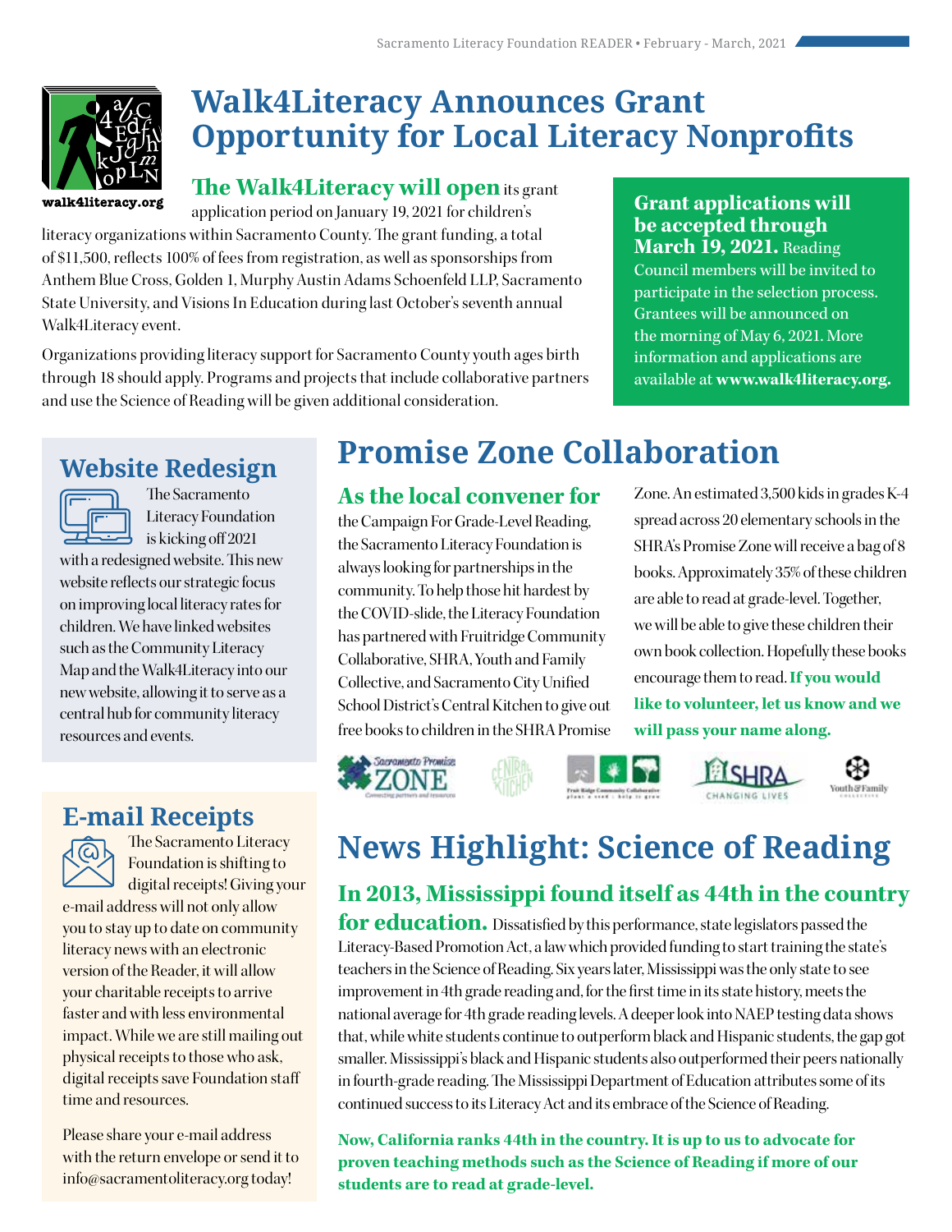# Walk4Literacy Announces Grant Opportunity for Local Literacy Nonprofits

walk4literacy.org

**The Walk4Literacy will open** its grant application period on January 19, 2021 for children's literacy organizations within Sacramento County. The grant funding, a total of $11,500, reflects 100% of fees from registration, as well as sponsorships from Anthem Blue Cross, Golden 1, Murphy Austin Adams Schoenfeld LLP, Sacramento State University, and Visions In Education during last October's seventh annual Walk4Literacy event.

Organizations providing literacy support for Sacramento County youth ages birth through 18 should apply. Programs and projects that include collaborative partners and use the Science of Reading will be given additional consideration.

**Grant applications will be accepted through March 19, 2021.** Reading Council members will be invited to participate in the selection process. Grantees will be announced on the morning of May 6, 2021. More information and applications are available at **www.walk4literacy.org.**

## Website Redesign

The Sacramento Literacy Foundation is kicking off 2021 with a redesigned website. This new website reflects our strategic focus on improving local literacy rates for children. We have linked websites such as the Community Literacy Map and the Walk4Literacy into our new website, allowing it to serve as a central hub for community literacy resources and events.

## Promise Zone Collaboration

**As the local convener for** the Campaign For Grade-Level Reading, the Sacramento Literacy Foundation is always looking for partnerships in the community. To help those hit hardest by the COVID-slide, the Literacy Foundation has partnered with Fruitridge Community Collaborative, SHRA, Youth and Family Collective, and Sacramento City Unified School District's Central Kitchen to give out free books to children in the SHRA Promise Zone. An estimated 3,500 kids in grades K-4 spread across 20 elementary schools in the SHRA's Promise Zone will receive a bag of 8 books. Approximately 35% of these children are able to read at grade-level. Together, we will be able to give these children their own book collection. Hopefully these books encourage them to read. **If you would like to volunteer, let us know and we will pass your name along.**

## E-mail Receipts

The Sacramento Literacy Foundation is shifting to digital receipts! Giving your e-mail address will not only allow you to stay up to date on community literacy news with an electronic version of the Reader, it will allow your charitable receipts to arrive faster and with less environmental impact. While we are still mailing out physical receipts to those who ask, digital receipts save Foundation staff time and resources.

Please share your e-mail address with the return envelope or send it to info@sacramentoliteracy.org today!

## News Highlight: Science of Reading

**In 2013, Mississippi found itself as 44th in the country for education.** Dissatisfied by this performance, state legislators passed the Literacy-Based Promotion Act, a law which provided funding to start training the state's teachers in the Science of Reading. Six years later, Mississippi was the only state to see improvement in 4th grade reading and, for the first time in its state history, meets the national average for 4th grade reading levels. A deeper look into NAEP testing data shows that, while white students continue to outperform black and Hispanic students, the gap got smaller. Mississippi's black and Hispanic students also outperformed their peers nationally in fourth-grade reading. The Mississippi Department of Education attributes some of its continued success to its Literacy Act and its embrace of the Science of Reading.

**Now, California ranks 44th in the country. It is up to us to advocate for proven teaching methods such as the Science of Reading if more of our students are to read at grade-level.**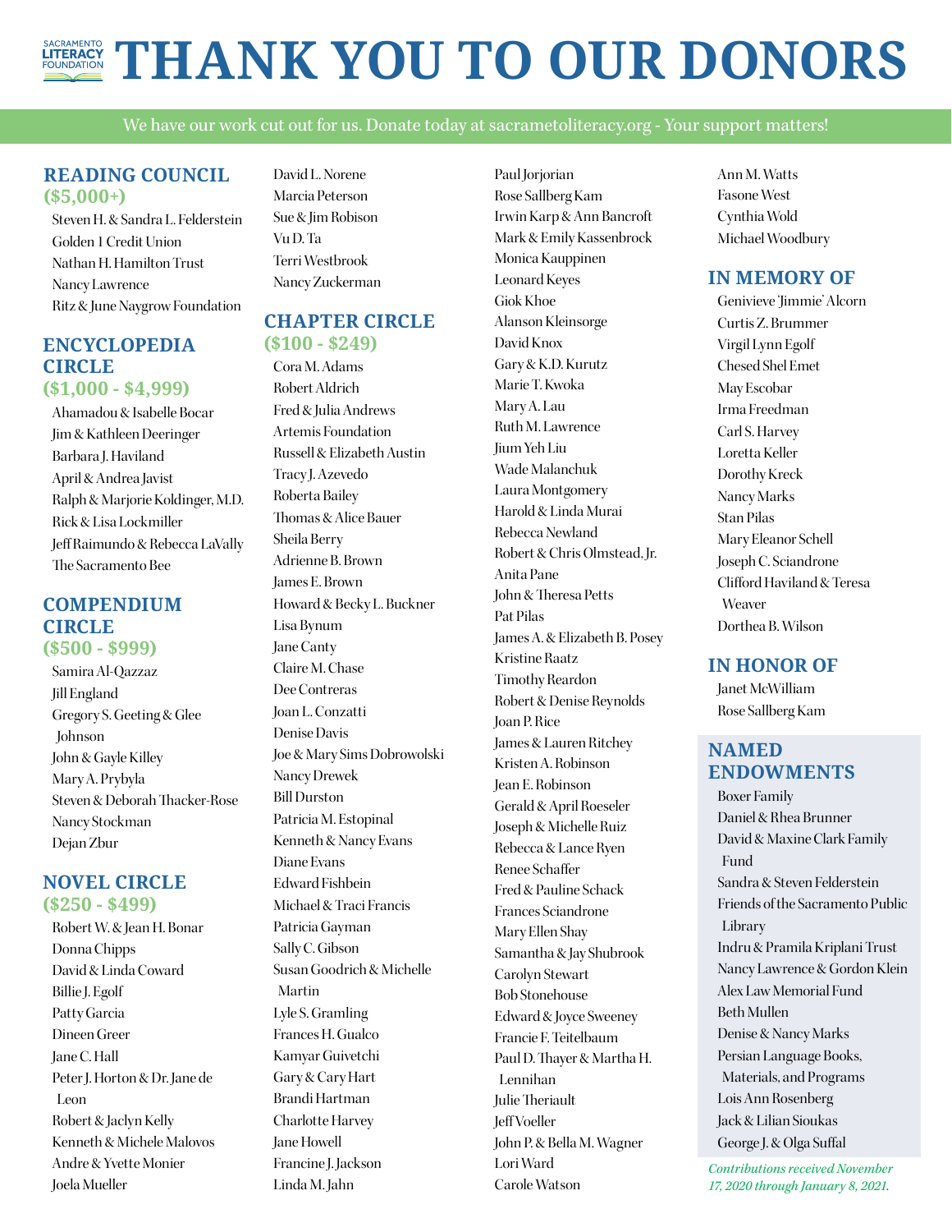SACRAMENTO LITERACY FOUNDATION

# THANK YOU TO OUR DONORS

We have our work cut out for us. Donate today at sacrametoliteracy.org - Your support matters!

## READING COUNCIL ($5,000+)

Steven H. & Sandra L. Felderstein
Golden 1 Credit Union
Nathan H. Hamilton Trust
Nancy Lawrence
Ritz & June Naygrow Foundation

## ENCYCLOPEDIA CIRCLE ($1,000 - $4,999)

Ahamadou & Isabelle Bocar
Jim & Kathleen Deeringer
Barbara J. Haviland
April & Andrea Javist
Ralph & Marjorie Koldinger, M.D.
Rick & Lisa Lockmiller
Jeff Raimundo & Rebecca LaVally
The Sacramento Bee

## COMPENDIUM CIRCLE ($500 - $999)

Samira Al-Qazzaz
Jill England
Gregory S. Geeting & Glee Johnson
John & Gayle Killey
Mary A. Prybyla
Steven & Deborah Thacker-Rose
Nancy Stockman
Dejan Zbur

## NOVEL CIRCLE ($250 - $499)

Robert W. & Jean H. Bonar
Donna Chipps
David & Linda Coward
Billie J. Egolf
Patty Garcia
Dineen Greer
Jane C. Hall
Peter J. Horton & Dr. Jane de Leon
Robert & Jaclyn Kelly
Kenneth & Michele Malovos
Andre & Yvette Monier
Joela Mueller
David L. Norene
Marcia Peterson
Sue & Jim Robison
Vu D. Ta
Terri Westbrook
Nancy Zuckerman

## CHAPTER CIRCLE ($100 - $249)

Cora M. Adams
Robert Aldrich
Fred & Julia Andrews
Artemis Foundation
Russell & Elizabeth Austin
Tracy J. Azevedo
Roberta Bailey
Thomas & Alice Bauer
Sheila Berry
Adrienne B. Brown
James E. Brown
Howard & Becky L. Buckner
Lisa Bynum
Jane Canty
Claire M. Chase
Dee Contreras
Joan L. Conzatti
Denise Davis
Joe & Mary Sims Dobrowolski
Nancy Drewek
Bill Durston
Patricia M. Estopinal
Kenneth & Nancy Evans
Diane Evans
Edward Fishbein
Michael & Traci Francis
Patricia Gayman
Sally C. Gibson
Susan Goodrich & Michelle Martin
Lyle S. Gramling
Frances H. Gualco
Kamyar Guivetchi
Gary & Cary Hart
Brandi Hartman
Charlotte Harvey
Jane Howell
Francine J. Jackson
Linda M. Jahn
Paul Jorjorian
Rose Sallberg Kam
Irwin Karp & Ann Bancroft
Mark & Emily Kassenbrock
Monica Kauppinen
Leonard Keyes
Giok Khoe
Alanson Kleinsorge
David Knox
Gary & K.D. Kurutz
Marie T. Kwoka
Mary A. Lau
Ruth M. Lawrence
Jium Yeh Liu
Wade Malanchuk
Laura Montgomery
Harold & Linda Murai
Rebecca Newland
Robert & Chris Olmstead, Jr.
Anita Pane
John & Theresa Petts
Pat Pilas
James A. & Elizabeth B. Posey
Kristine Raatz
Timothy Reardon
Robert & Denise Reynolds
Joan P. Rice
James & Lauren Ritchey
Kristen A. Robinson
Jean E. Robinson
Gerald & April Roeseler
Joseph & Michelle Ruiz
Rebecca & Lance Ryen
Renee Schaffer
Fred & Pauline Schack
Frances Sciandrone
Mary Ellen Shay
Samantha & Jay Shubrook
Carolyn Stewart
Bob Stonehouse
Edward & Joyce Sweeney
Francie F. Teitelbaum
Paul D. Thayer & Martha H. Lennihan
Julie Theriault
Jeff Voeller
John P. & Bella M. Wagner
Lori Ward
Carole Watson
Ann M. Watts
Fasone West
Cynthia Wold
Michael Woodbury

## IN MEMORY OF

Genivieve 'Jimmie' Alcorn
Curtis Z. Brummer
Virgil Lynn Egolf
Chesed Shel Emet
May Escobar
Irma Freedman
Carl S. Harvey
Loretta Keller
Dorothy Kreck
Nancy Marks
Stan Pilas
Mary Eleanor Schell
Joseph C. Sciandrone
Clifford Haviland & Teresa Weaver
Dorthea B. Wilson

## IN HONOR OF

Janet McWilliam
Rose Sallberg Kam

## NAMED ENDOWMENTS

Boxer Family
Daniel & Rhea Brunner
David & Maxine Clark Family Fund
Sandra & Steven Felderstein
Friends of the Sacramento Public Library
Indru & Pramila Kriplani Trust
Nancy Lawrence & Gordon Klein
Alex Law Memorial Fund
Beth Mullen
Denise & Nancy Marks
Persian Language Books, Materials, and Programs
Lois Ann Rosenberg
Jack & Lilian Sioukas
George J. & Olga Suffal

*Contributions received November 17, 2020 through January 8, 2021.*